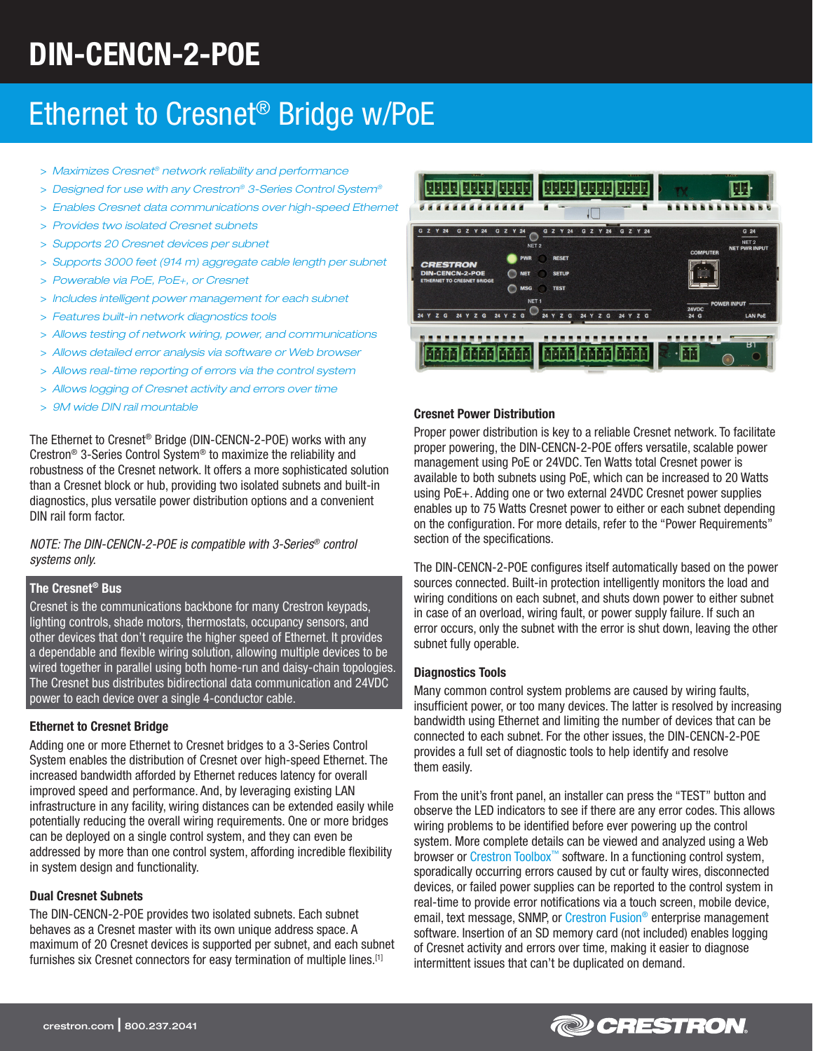# DIN-CENCN-2-POE

## Ethernet to Cresnet® Bridge w/PoE

- > Maximizes Cresnet® network reliability and performance
- > Designed for use with any Crestron® 3-Series Control System®
- > Enables Cresnet data communications over high-speed Ethernet
- > Provides two isolated Cresnet subnets
- > Supports 20 Cresnet devices per subnet
- > Supports 3000 feet (914 m) aggregate cable length per subnet
- > Powerable via PoE, PoE+, or Cresnet
- > Includes intelligent power management for each subnet
- > Features built-in network diagnostics tools
- > Allows testing of network wiring, power, and communications
- > Allows detailed error analysis via software or Web browser
- > Allows real-time reporting of errors via the control system
- > Allows logging of Cresnet activity and errors over time
- > 9M wide DIN rail mountable

The Ethernet to Cresnet® Bridge (DIN-CENCN-2-POE) works with any Crestron® 3-Series Control System® to maximize the reliability and robustness of the Cresnet network. It offers a more sophisticated solution than a Cresnet block or hub, providing two isolated subnets and built-in diagnostics, plus versatile power distribution options and a convenient DIN rail form factor.

*NOTE: The DIN-CENCN-2-POE is compatible with 3-Series® control systems only.*

### The Cresnet® Bus

Cresnet is the communications backbone for many Crestron keypads, lighting controls, shade motors, thermostats, occupancy sensors, and other devices that don't require the higher speed of Ethernet. It provides a dependable and flexible wiring solution, allowing multiple devices to be wired together in parallel using both home-run and daisy-chain topologies. The Cresnet bus distributes bidirectional data communication and 24VDC power to each device over a single 4-conductor cable.

### Ethernet to Cresnet Bridge

Adding one or more Ethernet to Cresnet bridges to a 3-Series Control System enables the distribution of Cresnet over high-speed Ethernet. The increased bandwidth afforded by Ethernet reduces latency for overall improved speed and performance. And, by leveraging existing LAN infrastructure in any facility, wiring distances can be extended easily while potentially reducing the overall wiring requirements. One or more bridges can be deployed on a single control system, and they can even be addressed by more than one control system, affording incredible flexibility in system design and functionality.

### Dual Cresnet Subnets

The DIN-CENCN-2-POE provides two isolated subnets. Each subnet behaves as a Cresnet master with its own unique address space. A maximum of 20 Cresnet devices is supported per subnet, and each subnet furnishes six Cresnet connectors for easy termination of multiple lines.[1]

### Cresnet Power Distribution

Proper power distribution is key to a reliable Cresnet network. To facilitate proper powering, the DIN-CENCN-2-POE offers versatile, scalable power management using PoE or 24VDC. Ten Watts total Cresnet power is available to both subnets using PoE, which can be increased to 20 Watts using PoE+. Adding one or two external 24VDC Cresnet power supplies enables up to 75 Watts Cresnet power to either or each subnet depending on the configuration. For more details, refer to the "Power Requirements" section of the specifications.

The DIN-CENCN-2-POE configures itself automatically based on the power sources connected. Built-in protection intelligently monitors the load and wiring conditions on each subnet, and shuts down power to either subnet in case of an overload, wiring fault, or power supply failure. If such an error occurs, only the subnet with the error is shut down, leaving the other subnet fully operable.

### Diagnostics Tools

Many common control system problems are caused by wiring faults, insufficient power, or too many devices. The latter is resolved by increasing bandwidth using Ethernet and limiting the number of devices that can be connected to each subnet. For the other issues, the DIN-CENCN-2-POE provides a full set of diagnostic tools to help identify and resolve them easily.

From the unit's front panel, an installer can press the "TEST" button and observe the LED indicators to see if there are any error codes. This allows wiring problems to be identified before ever powering up the control system. More complete details can be viewed and analyzed using a Web browser or Crestron Toolbox™ software. In a functioning control system, sporadically occurring errors caused by cut or faulty wires, disconnected devices, or failed power supplies can be reported to the control system in real-time to provide error notifications via a touch screen, mobile device, email, text message, SNMP, or Crestron Fusion® enterprise management software. Insertion of an SD memory card (not included) enables logging of Cresnet activity and errors over time, making it easier to diagnose intermittent issues that can't be duplicated on demand.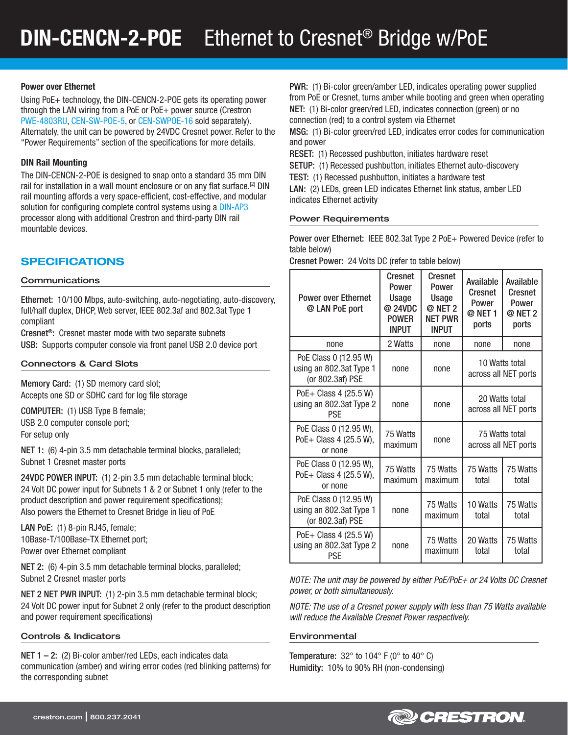# DIN-CENCN-2-POE Ethernet to Cresnet® Bridge w/PoE

### Power over Ethernet

Using PoE+ technology, the DIN-CENCN-2-POE gets its operating power through the LAN wiring from a PoE or PoE+ power source (Crestron PWE-4803RU, CEN-SW-POE-5, or CEN-SWPOE-16 sold separately). Alternately, the unit can be powered by 24VDC Cresnet power. Refer to the “Power Requirements” section of the specifications for more details.

### DIN Rail Mounting

The DIN-CENCN-2-POE is designed to snap onto a standard 35 mm DIN rail for installation in a wall mount enclosure or on any flat surface.[2] DIN rail mounting affords a very space-efficient, cost-effective, and modular solution for configuring complete control systems using a DIN-AP3 processor along with additional Crestron and third-party DIN rail mountable devices.

## SPECIFICATIONS

### Communications

**Ethernet:** 10/100 Mbps, auto-switching, auto-negotiating, auto-discovery, full/half duplex, DHCP, Web server, IEEE 802.3af and 802.3at Type 1 compliant

**Cresnet®:** Cresnet master mode with two separate subnets

**USB:** Supports computer console via front panel USB 2.0 device port

### Connectors & Card Slots

**Memory Card:** (1) SD memory card slot;
Accepts one SD or SDHC card for log file storage

**COMPUTER:** (1) USB Type B female;
USB 2.0 computer console port;
For setup only

**NET 1:** (6) 4-pin 3.5 mm detachable terminal blocks, paralleled;
Subnet 1 Cresnet master ports

**24VDC POWER INPUT:** (1) 2-pin 3.5 mm detachable terminal block;
24 Volt DC power input for Subnets 1 & 2 or Subnet 1 only (refer to the product description and power requirement specifications);
Also powers the Ethernet to Cresnet Bridge in lieu of PoE

**LAN PoE:** (1) 8-pin RJ45, female;
10Base-T/100Base-TX Ethernet port;
Power over Ethernet compliant

**NET 2:** (6) 4-pin 3.5 mm detachable terminal blocks, paralleled;
Subnet 2 Cresnet master ports

**NET 2 NET PWR INPUT:** (1) 2-pin 3.5 mm detachable terminal block;
24 Volt DC power input for Subnet 2 only (refer to the product description and power requirement specifications)

### Controls & Indicators

**NET 1 – 2:** (2) Bi-color amber/red LEDs, each indicates data communication (amber) and wiring error codes (red blinking patterns) for the corresponding subnet

**PWR:** (1) Bi-color green/amber LED, indicates operating power supplied from PoE or Cresnet, turns amber while booting and green when operating

**NET:** (1) Bi-color green/red LED, indicates connection (green) or no connection (red) to a control system via Ethernet

**MSG:** (1) Bi-color green/red LED, indicates error codes for communication and power

**RESET:** (1) Recessed pushbutton, initiates hardware reset

**SETUP:** (1) Recessed pushbutton, initiates Ethernet auto-discovery

**TEST:** (1) Recessed pushbutton, initiates a hardware test

**LAN:** (2) LEDs, green LED indicates Ethernet link status, amber LED indicates Ethernet activity

### Power Requirements

**Power over Ethernet:** IEEE 802.3at Type 2 PoE+ Powered Device (refer to table below)

**Cresnet Power:** 24 Volts DC (refer to table below)

| Power over Ethernet @ LAN PoE port | Cresnet Power Usage @ 24VDC POWER INPUT | Cresnet Power Usage @ NET 2 NET PWR INPUT | Available Cresnet Power @ NET 1 ports | Available Cresnet Power @ NET 2 ports |
|---|---|---|---|---|
| none | 2 Watts | none | none | none |
| PoE Class 0 (12.95 W) using an 802.3at Type 1 (or 802.3af) PSE | none | none | 10 Watts total across all NET ports | |
| PoE+ Class 4 (25.5 W) using an 802.3at Type 2 PSE | none | none | 20 Watts total across all NET ports | |
| PoE Class 0 (12.95 W), PoE+ Class 4 (25.5 W), or none | 75 Watts maximum | none | 75 Watts total across all NET ports | |
| PoE Class 0 (12.95 W), PoE+ Class 4 (25.5 W), or none | 75 Watts maximum | 75 Watts maximum | 75 Watts total | 75 Watts total |
| PoE Class 0 (12.95 W) using an 802.3at Type 1 (or 802.3af) PSE | none | 75 Watts maximum | 10 Watts total | 75 Watts total |
| PoE+ Class 4 (25.5 W) using an 802.3at Type 2 PSE | none | 75 Watts maximum | 20 Watts total | 75 Watts total |

*NOTE: The unit may be powered by either PoE/PoE+ or 24 Volts DC Cresnet power, or both simultaneously.*

*NOTE: The use of a Cresnet power supply with less than 75 Watts available will reduce the Available Cresnet Power respectively.*

### Environmental

**Temperature:** 32° to 104° F (0° to 40° C)

**Humidity:** 10% to 90% RH (non-condensing)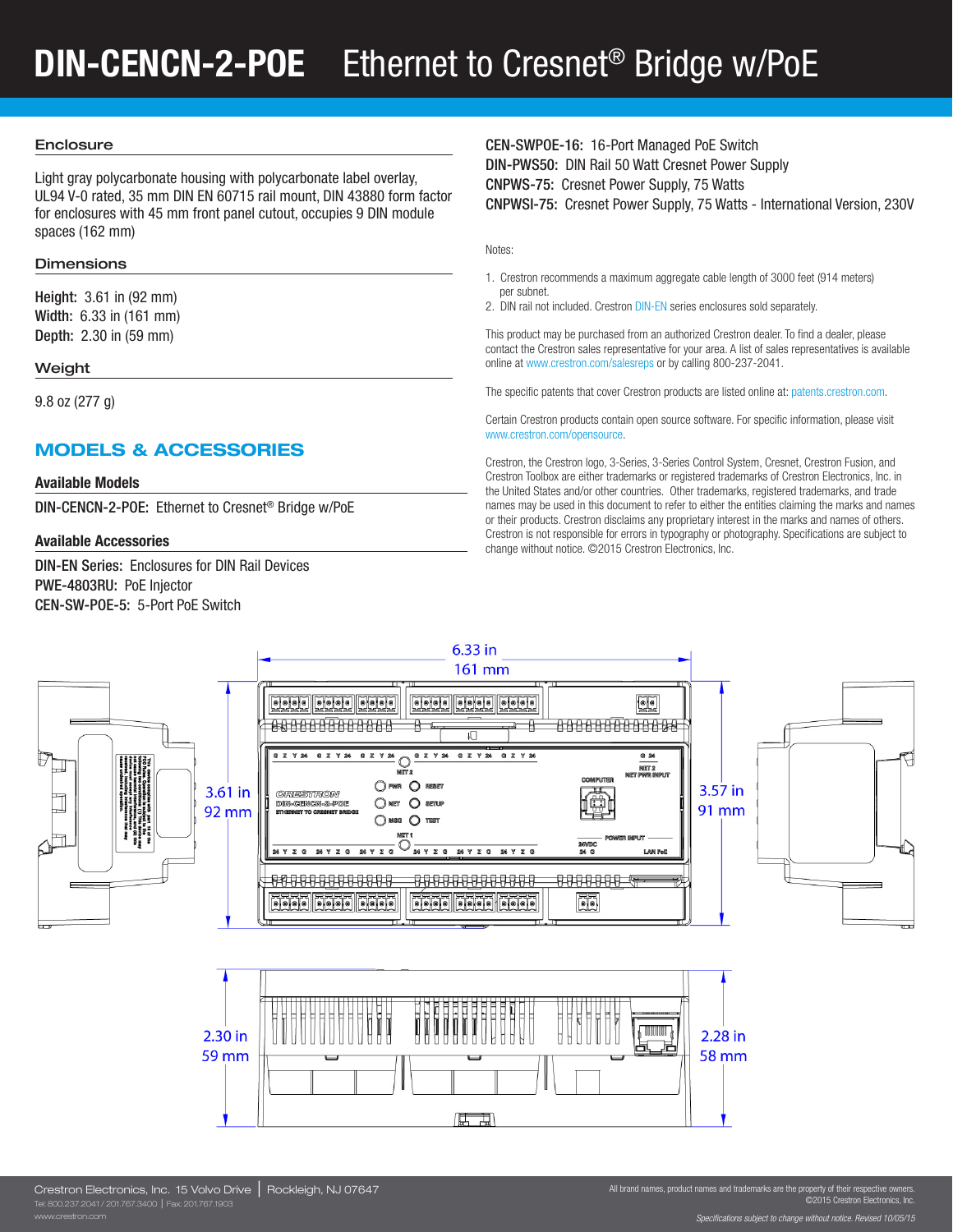# DIN-CENCN-2-POE Ethernet to Cresnet® Bridge w/PoE

### Enclosure

Light gray polycarbonate housing with polycarbonate label overlay, UL94 V-0 rated, 35 mm DIN EN 60715 rail mount, DIN 43880 form factor for enclosures with 45 mm front panel cutout, occupies 9 DIN module spaces (162 mm)

### Dimensions

Height: 3.61 in (92 mm)
Width: 6.33 in (161 mm)
Depth: 2.30 in (59 mm)

### Weight

9.8 oz (277 g)

## MODELS & ACCESSORIES

### Available Models

**DIN-CENCN-2-POE:** Ethernet to Cresnet® Bridge w/PoE

### Available Accessories

**DIN-EN Series:** Enclosures for DIN Rail Devices
**PWE-4803RU:** PoE Injector
**CEN-SW-POE-5:** 5-Port PoE Switch
**CEN-SWPOE-16:** 16-Port Managed PoE Switch
**DIN-PWS50:** DIN Rail 50 Watt Cresnet Power Supply
**CNPWS-75:** Cresnet Power Supply, 75 Watts
**CNPWSI-75:** Cresnet Power Supply, 75 Watts - International Version, 230V

Notes:

1. Crestron recommends a maximum aggregate cable length of 3000 feet (914 meters) per subnet.
2. DIN rail not included. Crestron DIN-EN series enclosures sold separately.

This product may be purchased from an authorized Crestron dealer. To find a dealer, please contact the Crestron sales representative for your area. A list of sales representatives is available online at www.crestron.com/salesreps or by calling 800-237-2041.

The specific patents that cover Crestron products are listed online at: patents.crestron.com.

Certain Crestron products contain open source software. For specific information, please visit www.crestron.com/opensource.

Crestron, the Crestron logo, 3-Series, 3-Series Control System, Cresnet, Crestron Fusion, and Crestron Toolbox are either trademarks or registered trademarks of Crestron Electronics, Inc. in the United States and/or other countries. Other trademarks, registered trademarks, and trade names may be used in this document to refer to either the entities claiming the marks and names or their products. Crestron disclaims any proprietary interest in the marks and names of others. Crestron is not responsible for errors in typography or photography. Specifications are subject to change without notice. ©2015 Crestron Electronics, Inc.

6.33 in
161 mm

3.61 in
92 mm

3.57 in
91 mm

2.30 in
59 mm

2.28 in
58 mm

Crestron Electronics, Inc. 15 Volvo Drive | Rockleigh, NJ 07647
Tel: 800.237.2041 / 201.767.3400 | Fax: 201.767.1903
www.crestron.com

All brand names, product names and trademarks are the property of their respective owners.
©2015 Crestron Electronics, Inc.

*Specifications subject to change without notice. Revised 10/05/15*